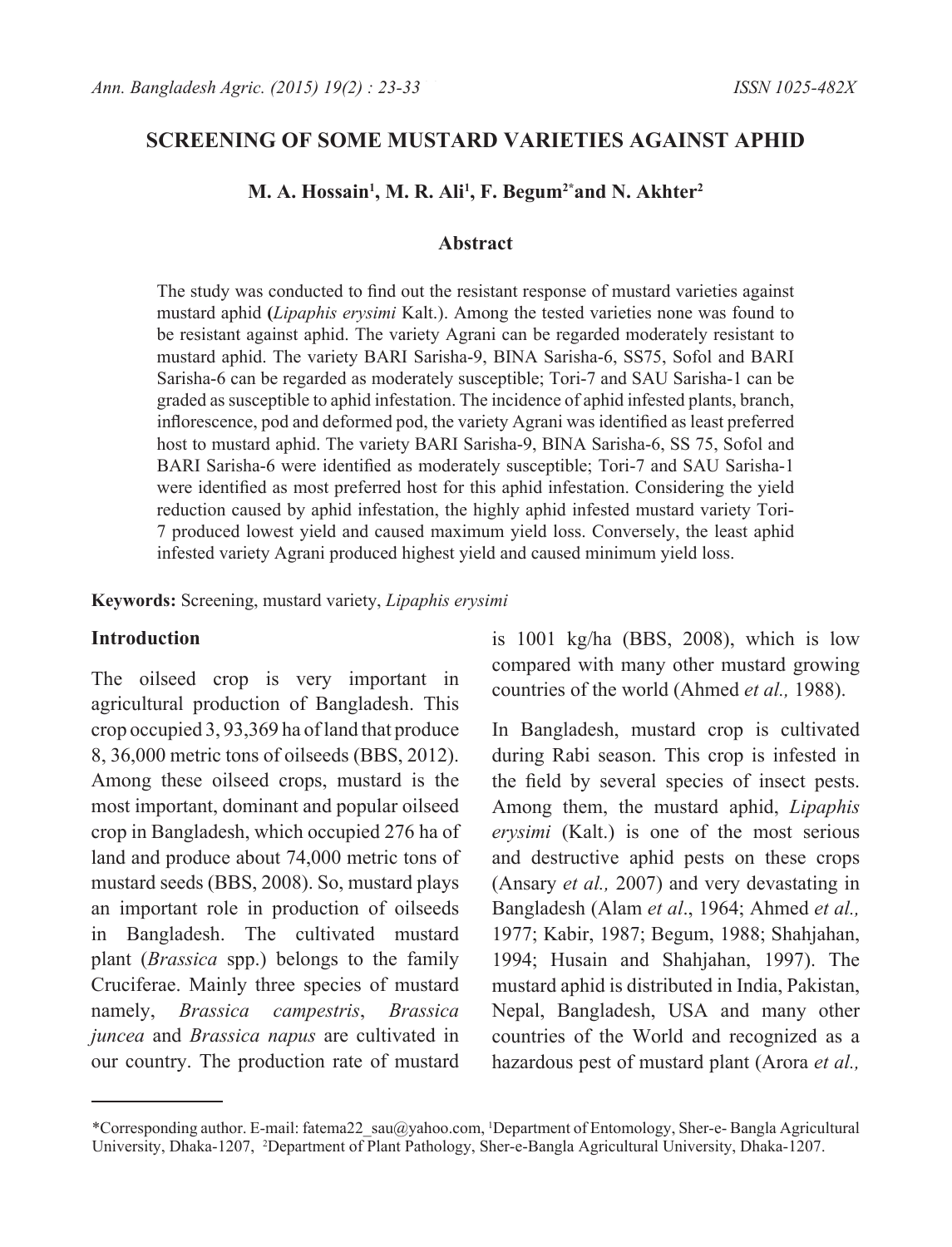# SCREENING OF SOME MUSTARD VARIETIES AGAINST APHID

**M. A. Hossain[1], M. R. Ali[1], F. Begum[2*] and N. Akhter[2]**

## Abstract

The study was conducted to find out the resistant response of mustard varieties against mustard aphid (*Lipaphis erysimi* Kalt.). Among the tested varieties none was found to be resistant against aphid. The variety Agrani can be regarded moderately resistant to mustard aphid. The variety BARI Sarisha-9, BINA Sarisha-6, SS75, Sofol and BARI Sarisha-6 can be regarded as moderately susceptible; Tori-7 and SAU Sarisha-1 can be graded as susceptible to aphid infestation. The incidence of aphid infested plants, branch, inflorescence, pod and deformed pod, the variety Agrani was identified as least preferred host to mustard aphid. The variety BARI Sarisha-9, BINA Sarisha-6, SS 75, Sofol and BARI Sarisha-6 were identified as moderately susceptible; Tori-7 and SAU Sarisha-1 were identified as most preferred host for this aphid infestation. Considering the yield reduction caused by aphid infestation, the highly aphid infested mustard variety Tori-7 produced lowest yield and caused maximum yield loss. Conversely, the least aphid infested variety Agrani produced highest yield and caused minimum yield loss.

**Keywords:** Screening, mustard variety, *Lipaphis erysimi*

## Introduction

The oilseed crop is very important in agricultural production of Bangladesh. This crop occupied 3, 93,369 ha of land that produce 8, 36,000 metric tons of oilseeds (BBS, 2012). Among these oilseed crops, mustard is the most important, dominant and popular oilseed crop in Bangladesh, which occupied 276 ha of land and produce about 74,000 metric tons of mustard seeds (BBS, 2008). So, mustard plays an important role in production of oilseeds in Bangladesh. The cultivated mustard plant (*Brassica* spp.) belongs to the family Cruciferae. Mainly three species of mustard namely, *Brassica campestris*, *Brassica juncea* and *Brassica napus* are cultivated in our country. The production rate of mustard is 1001 kg/ha (BBS, 2008), which is low compared with many other mustard growing countries of the world (Ahmed *et al.,* 1988).

In Bangladesh, mustard crop is cultivated during Rabi season. This crop is infested in the field by several species of insect pests. Among them, the mustard aphid, *Lipaphis erysimi* (Kalt.) is one of the most serious and destructive aphid pests on these crops (Ansary *et al.,* 2007) and very devastating in Bangladesh (Alam *et al*., 1964; Ahmed *et al.,* 1977; Kabir, 1987; Begum, 1988; Shahjahan, 1994; Husain and Shahjahan, 1997). The mustard aphid is distributed in India, Pakistan, Nepal, Bangladesh, USA and many other countries of the World and recognized as a hazardous pest of mustard plant (Arora *et al.,*

---

*Corresponding author. E-mail: fatema22_sau@yahoo.com, [1]Department of Entomology, Sher-e- Bangla Agricultural University, Dhaka-1207, [2]Department of Plant Pathology, Sher-e-Bangla Agricultural University, Dhaka-1207.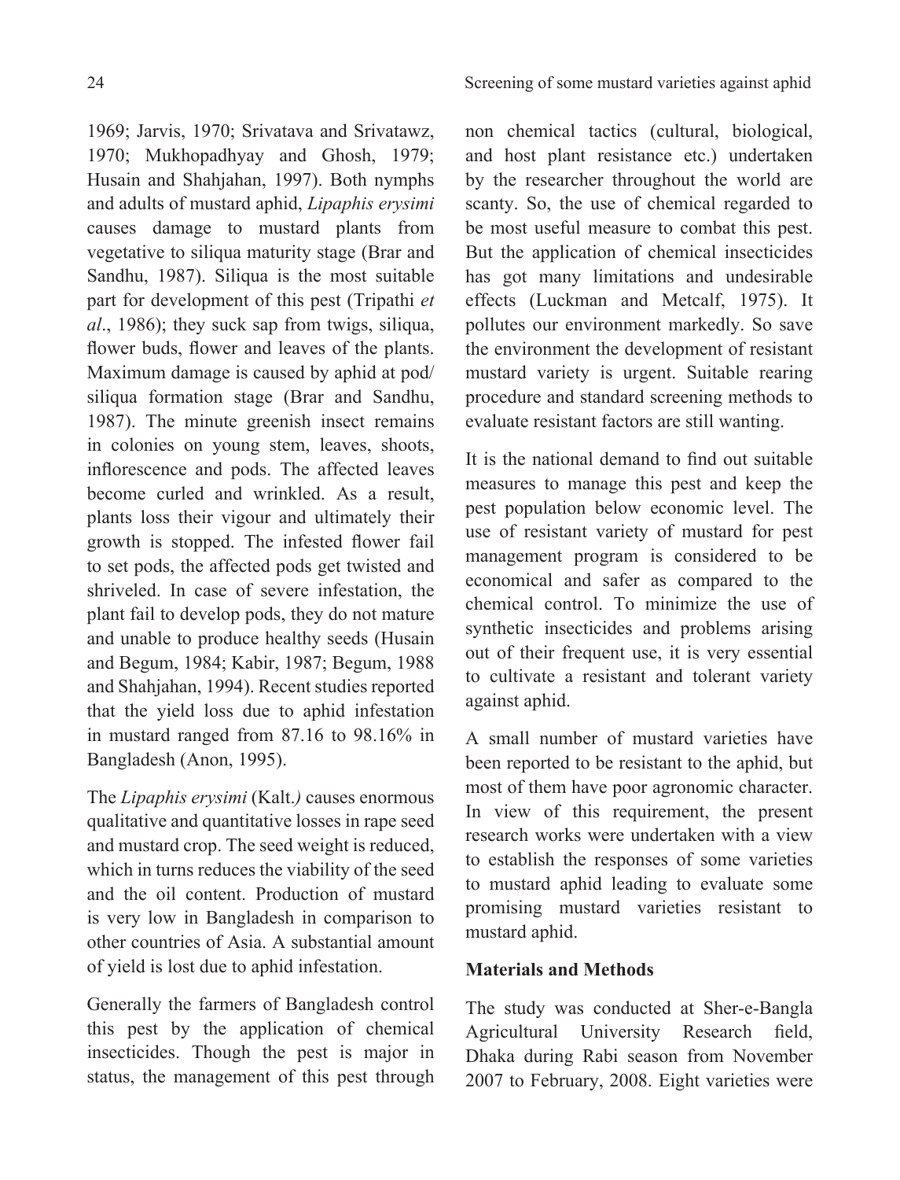1969; Jarvis, 1970; Srivatava and Srivatawz, 1970; Mukhopadhyay and Ghosh, 1979; Husain and Shahjahan, 1997). Both nymphs and adults of mustard aphid, *Lipaphis erysimi* causes damage to mustard plants from vegetative to siliqua maturity stage (Brar and Sandhu, 1987). Siliqua is the most suitable part for development of this pest (Tripathi *et al*., 1986); they suck sap from twigs, siliqua, flower buds, flower and leaves of the plants. Maximum damage is caused by aphid at pod/ siliqua formation stage (Brar and Sandhu, 1987). The minute greenish insect remains in colonies on young stem, leaves, shoots, inflorescence and pods. The affected leaves become curled and wrinkled. As a result, plants loss their vigour and ultimately their growth is stopped. The infested flower fail to set pods, the affected pods get twisted and shriveled. In case of severe infestation, the plant fail to develop pods, they do not mature and unable to produce healthy seeds (Husain and Begum, 1984; Kabir, 1987; Begum, 1988 and Shahjahan, 1994). Recent studies reported that the yield loss due to aphid infestation in mustard ranged from 87.16 to 98.16% in Bangladesh (Anon, 1995).

The *Lipaphis erysimi* (Kalt.*)* causes enormous qualitative and quantitative losses in rape seed and mustard crop. The seed weight is reduced, which in turns reduces the viability of the seed and the oil content. Production of mustard is very low in Bangladesh in comparison to other countries of Asia. A substantial amount of yield is lost due to aphid infestation.

Generally the farmers of Bangladesh control this pest by the application of chemical insecticides. Though the pest is major in status, the management of this pest through non chemical tactics (cultural, biological, and host plant resistance etc.) undertaken by the researcher throughout the world are scanty. So, the use of chemical regarded to be most useful measure to combat this pest. But the application of chemical insecticides has got many limitations and undesirable effects (Luckman and Metcalf, 1975). It pollutes our environment markedly. So save the environment the development of resistant mustard variety is urgent. Suitable rearing procedure and standard screening methods to evaluate resistant factors are still wanting.

It is the national demand to find out suitable measures to manage this pest and keep the pest population below economic level. The use of resistant variety of mustard for pest management program is considered to be economical and safer as compared to the chemical control. To minimize the use of synthetic insecticides and problems arising out of their frequent use, it is very essential to cultivate a resistant and tolerant variety against aphid.

A small number of mustard varieties have been reported to be resistant to the aphid, but most of them have poor agronomic character. In view of this requirement, the present research works were undertaken with a view to establish the responses of some varieties to mustard aphid leading to evaluate some promising mustard varieties resistant to mustard aphid.

## Materials and Methods

The study was conducted at Sher-e-Bangla Agricultural University Research field, Dhaka during Rabi season from November 2007 to February, 2008. Eight varieties were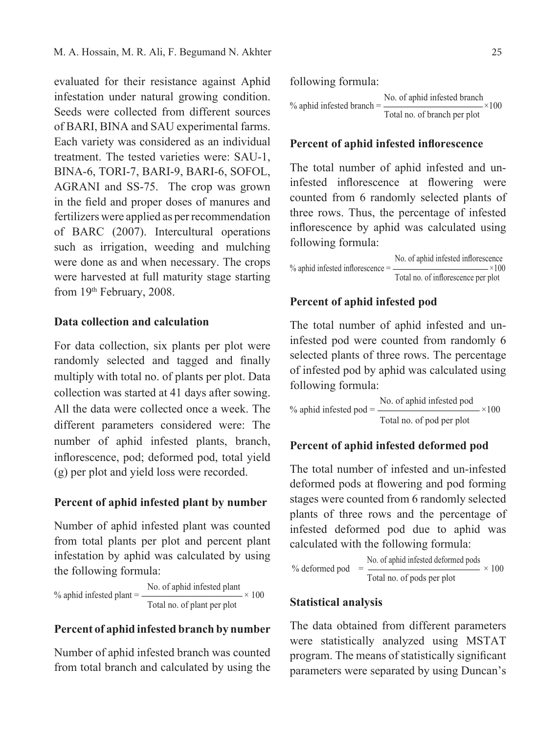evaluated for their resistance against Aphid infestation under natural growing condition. Seeds were collected from different sources of BARI, BINA and SAU experimental farms. Each variety was considered as an individual treatment. The tested varieties were: SAU-1, BINA-6, TORI-7, BARI-9, BARI-6, SOFOL, AGRANI and SS-75. The crop was grown in the field and proper doses of manures and fertilizers were applied as per recommendation of BARC (2007). Intercultural operations such as irrigation, weeding and mulching were done as and when necessary. The crops were harvested at full maturity stage starting from 19th February, 2008.

### Data collection and calculation

For data collection, six plants per plot were randomly selected and tagged and finally multiply with total no. of plants per plot. Data collection was started at 41 days after sowing. All the data were collected once a week. The different parameters considered were: The number of aphid infested plants, branch, inflorescence, pod; deformed pod, total yield (g) per plot and yield loss were recorded.

### Percent of aphid infested plant by number

Number of aphid infested plant was counted from total plants per plot and percent plant infestation by aphid was calculated by using the following formula:

$$\% \text{ aphid infested plant} = \frac{\text{No. of aphid infested plant}}{\text{Total no. of plant per plot}} \times 100$$

### Percent of aphid infested branch by number

Number of aphid infested branch was counted from total branch and calculated by using the following formula:

$$\% \text{ aphid infested branch} = \frac{\text{No. of aphid infested branch}}{\text{Total no. of branch per plot}} \times 100$$

### Percent of aphid infested inflorescence

The total number of aphid infested and un-infested inflorescence at flowering were counted from 6 randomly selected plants of three rows. Thus, the percentage of infested inflorescence by aphid was calculated using following formula:

$$\% \text{ aphid infested inflorescence} = \frac{\text{No. of aphid infested inflorescence}}{\text{Total no. of inflorescence per plot}} \times 100$$

### Percent of aphid infested pod

The total number of aphid infested and un-infested pod were counted from randomly 6 selected plants of three rows. The percentage of infested pod by aphid was calculated using following formula:

$$\% \text{ aphid infested pod} = \frac{\text{No. of aphid infested pod}}{\text{Total no. of pod per plot}} \times 100$$

### Percent of aphid infested deformed pod

The total number of infested and un-infested deformed pods at flowering and pod forming stages were counted from 6 randomly selected plants of three rows and the percentage of infested deformed pod due to aphid was calculated with the following formula:

$$\% \text{ deformed pod} = \frac{\text{No. of aphid infested deformed pods}}{\text{Total no. of pods per plot}} \times 100$$

### Statistical analysis

The data obtained from different parameters were statistically analyzed using MSTAT program. The means of statistically significant parameters were separated by using Duncan's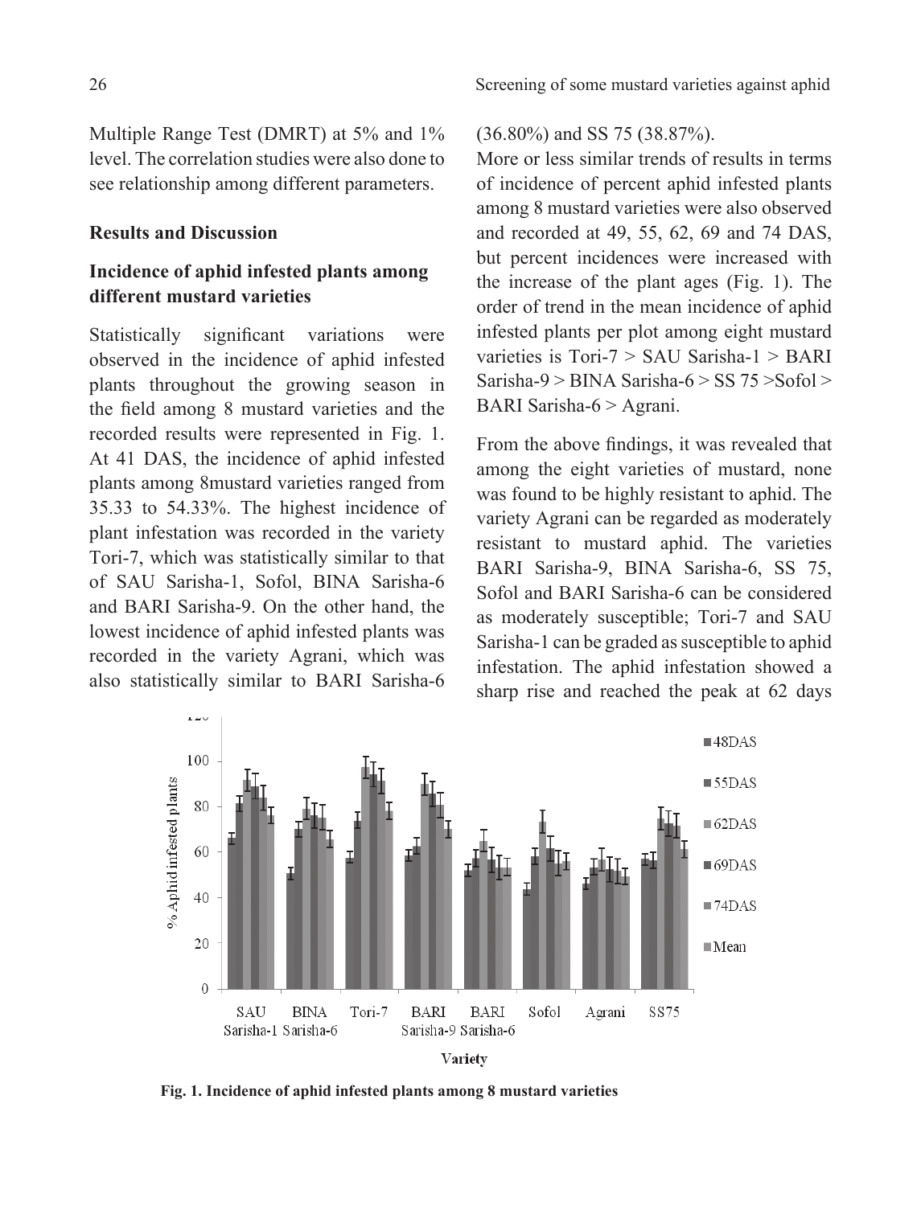Multiple Range Test (DMRT) at 5% and 1% level. The correlation studies were also done to see relationship among different parameters.

## Results and Discussion

### Incidence of aphid infested plants among different mustard varieties

Statistically significant variations were observed in the incidence of aphid infested plants throughout the growing season in the field among 8 mustard varieties and the recorded results were represented in Fig. 1. At 41 DAS, the incidence of aphid infested plants among 8mustard varieties ranged from 35.33 to 54.33%. The highest incidence of plant infestation was recorded in the variety Tori-7, which was statistically similar to that of SAU Sarisha-1, Sofol, BINA Sarisha-6 and BARI Sarisha-9. On the other hand, the lowest incidence of aphid infested plants was recorded in the variety Agrani, which was also statistically similar to BARI Sarisha-6 (36.80%) and SS 75 (38.87%).

More or less similar trends of results in terms of incidence of percent aphid infested plants among 8 mustard varieties were also observed and recorded at 49, 55, 62, 69 and 74 DAS, but percent incidences were increased with the increase of the plant ages (Fig. 1). The order of trend in the mean incidence of aphid infested plants per plot among eight mustard varieties is Tori-7 > SAU Sarisha-1 > BARI Sarisha-9 > BINA Sarisha-6 > SS 75 >Sofol > BARI Sarisha-6 > Agrani.

From the above findings, it was revealed that among the eight varieties of mustard, none was found to be highly resistant to aphid. The variety Agrani can be regarded as moderately resistant to mustard aphid. The varieties BARI Sarisha-9, BINA Sarisha-6, SS 75, Sofol and BARI Sarisha-6 can be considered as moderately susceptible; Tori-7 and SAU Sarisha-1 can be graded as susceptible to aphid infestation. The aphid infestation showed a sharp rise and reached the peak at 62 days

**Fig. 1. Incidence of aphid infested plants among 8 mustard varieties**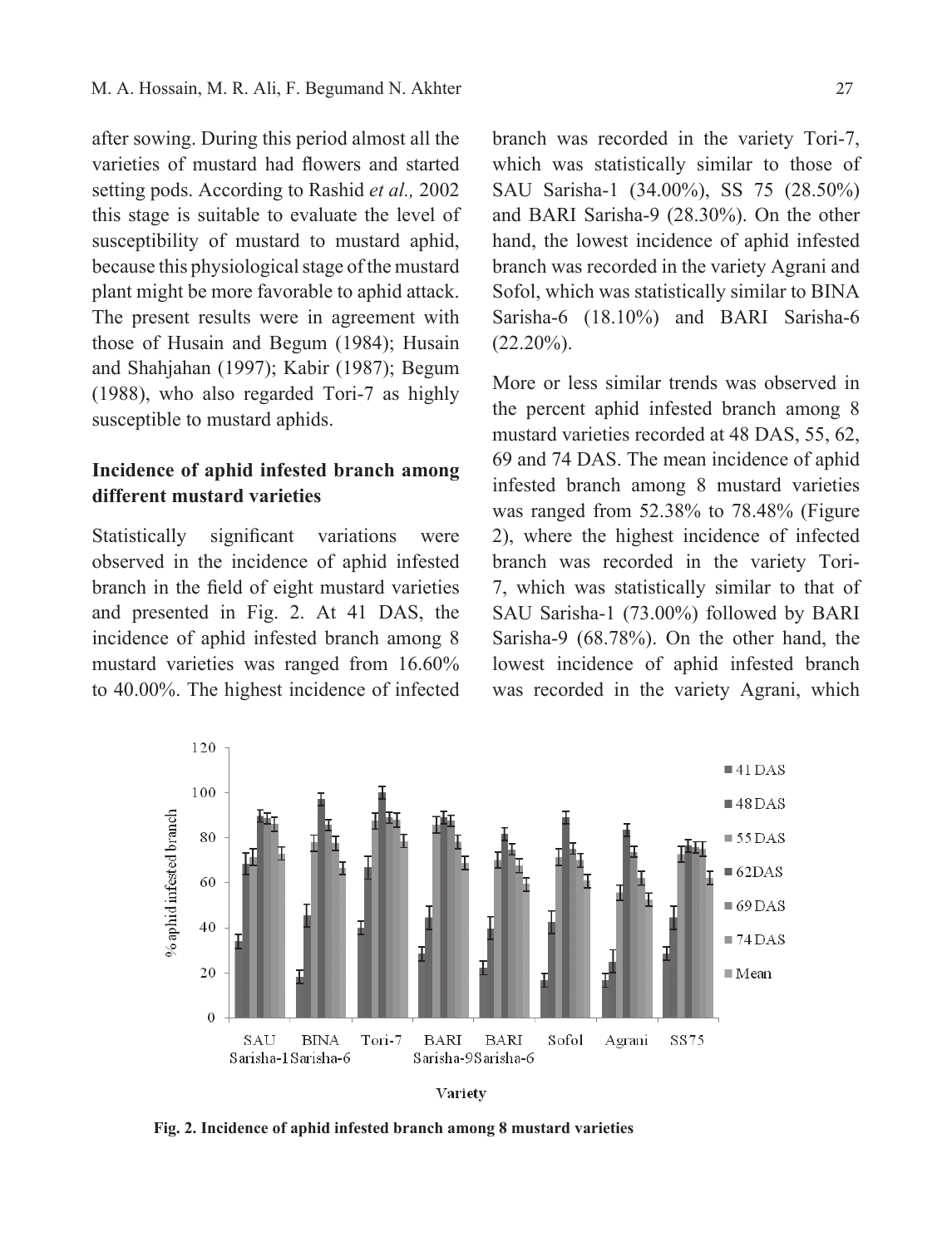after sowing. During this period almost all the varieties of mustard had flowers and started setting pods. According to Rashid *et al.,* 2002 this stage is suitable to evaluate the level of susceptibility of mustard to mustard aphid, because this physiological stage of the mustard plant might be more favorable to aphid attack. The present results were in agreement with those of Husain and Begum (1984); Husain and Shahjahan (1997); Kabir (1987); Begum (1988), who also regarded Tori-7 as highly susceptible to mustard aphids.

### Incidence of aphid infested branch among different mustard varieties

Statistically significant variations were observed in the incidence of aphid infested branch in the field of eight mustard varieties and presented in Fig. 2. At 41 DAS, the incidence of aphid infested branch among 8 mustard varieties was ranged from 16.60% to 40.00%. The highest incidence of infected branch was recorded in the variety Tori-7, which was statistically similar to those of SAU Sarisha-1 (34.00%), SS 75 (28.50%) and BARI Sarisha-9 (28.30%). On the other hand, the lowest incidence of aphid infested branch was recorded in the variety Agrani and Sofol, which was statistically similar to BINA Sarisha-6 (18.10%) and BARI Sarisha-6 (22.20%).

More or less similar trends was observed in the percent aphid infested branch among 8 mustard varieties recorded at 48 DAS, 55, 62, 69 and 74 DAS. The mean incidence of aphid infested branch among 8 mustard varieties was ranged from 52.38% to 78.48% (Figure 2), where the highest incidence of infected branch was recorded in the variety Tori-7, which was statistically similar to that of SAU Sarisha-1 (73.00%) followed by BARI Sarisha-9 (68.78%). On the other hand, the lowest incidence of aphid infested branch was recorded in the variety Agrani, which

**Fig. 2. Incidence of aphid infested branch among 8 mustard varieties**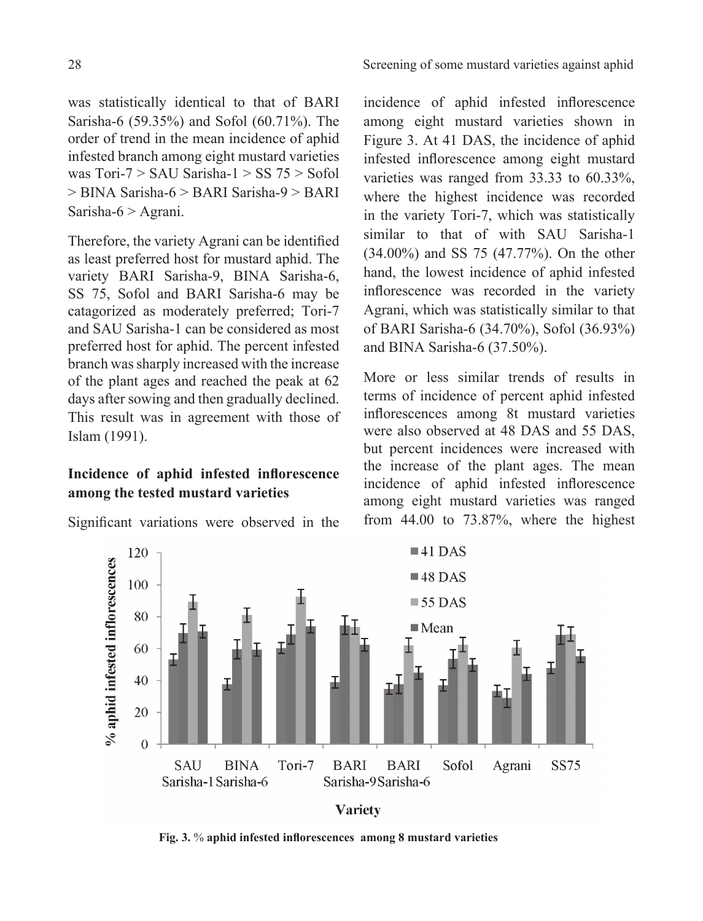was statistically identical to that of BARI Sarisha-6 (59.35%) and Sofol (60.71%). The order of trend in the mean incidence of aphid infested branch among eight mustard varieties was Tori-7 > SAU Sarisha-1 > SS 75 > Sofol > BINA Sarisha-6 > BARI Sarisha-9 > BARI Sarisha-6 > Agrani.

Therefore, the variety Agrani can be identified as least preferred host for mustard aphid. The variety BARI Sarisha-9, BINA Sarisha-6, SS 75, Sofol and BARI Sarisha-6 may be catagorized as moderately preferred; Tori-7 and SAU Sarisha-1 can be considered as most preferred host for aphid. The percent infested branch was sharply increased with the increase of the plant ages and reached the peak at 62 days after sowing and then gradually declined. This result was in agreement with those of Islam (1991).

## Incidence of aphid infested inflorescence among the tested mustard varieties

Significant variations were observed in the incidence of aphid infested inflorescence among eight mustard varieties shown in Figure 3. At 41 DAS, the incidence of aphid infested inflorescence among eight mustard varieties was ranged from 33.33 to 60.33%, where the highest incidence was recorded in the variety Tori-7, which was statistically similar to that of with SAU Sarisha-1 (34.00%) and SS 75 (47.77%). On the other hand, the lowest incidence of aphid infested inflorescence was recorded in the variety Agrani, which was statistically similar to that of BARI Sarisha-6 (34.70%), Sofol (36.93%) and BINA Sarisha-6 (37.50%).

More or less similar trends of results in terms of incidence of percent aphid infested inflorescences among 8t mustard varieties were also observed at 48 DAS and 55 DAS, but percent incidences were increased with the increase of the plant ages. The mean incidence of aphid infested inflorescence among eight mustard varieties was ranged from 44.00 to 73.87%, where the highest

Fig. 3. % aphid infested inflorescences among 8 mustard varieties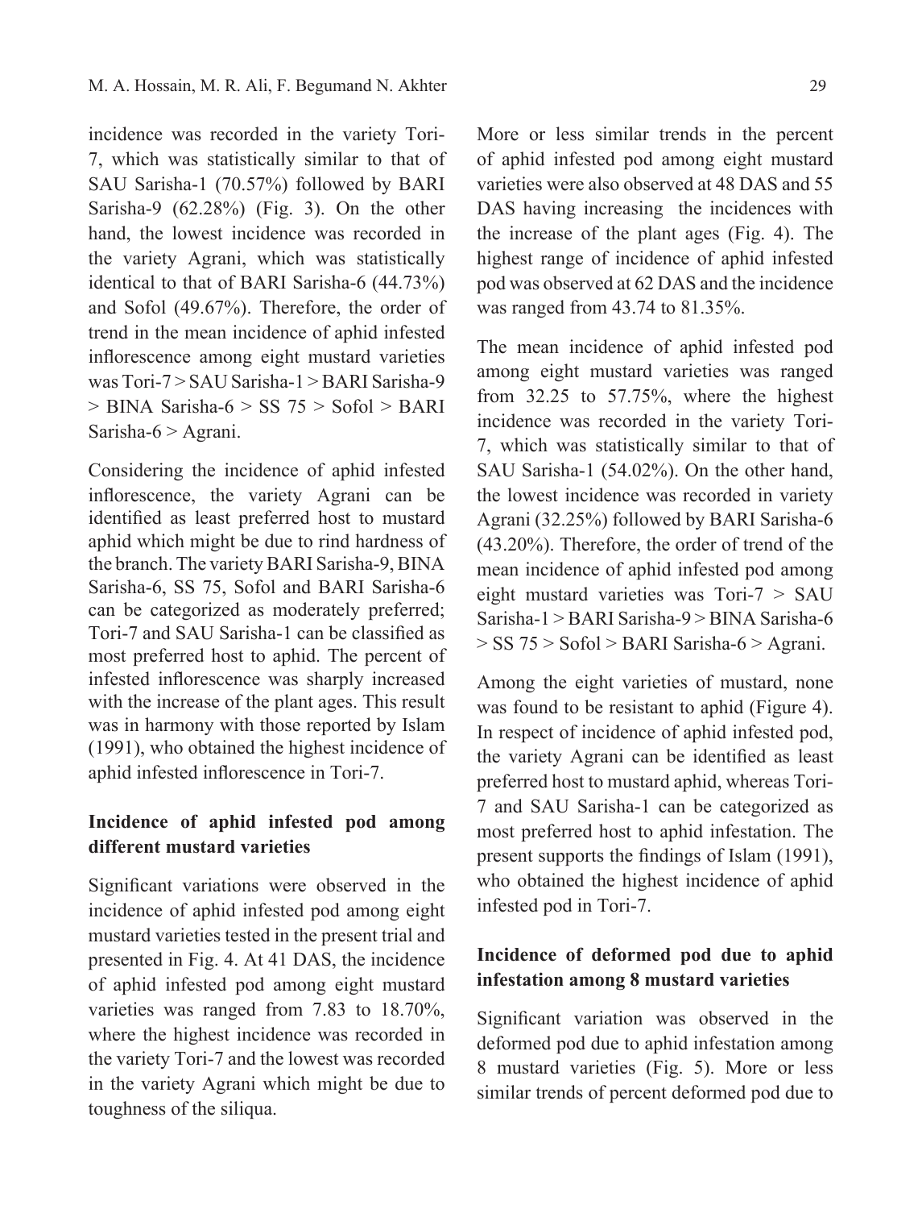incidence was recorded in the variety Tori-7, which was statistically similar to that of SAU Sarisha-1 (70.57%) followed by BARI Sarisha-9 (62.28%) (Fig. 3). On the other hand, the lowest incidence was recorded in the variety Agrani, which was statistically identical to that of BARI Sarisha-6 (44.73%) and Sofol (49.67%). Therefore, the order of trend in the mean incidence of aphid infested inflorescence among eight mustard varieties was Tori-7 > SAU Sarisha-1 > BARI Sarisha-9 > BINA Sarisha-6 > SS 75 > Sofol > BARI Sarisha-6 > Agrani.

Considering the incidence of aphid infested inflorescence, the variety Agrani can be identified as least preferred host to mustard aphid which might be due to rind hardness of the branch. The variety BARI Sarisha-9, BINA Sarisha-6, SS 75, Sofol and BARI Sarisha-6 can be categorized as moderately preferred; Tori-7 and SAU Sarisha-1 can be classified as most preferred host to aphid. The percent of infested inflorescence was sharply increased with the increase of the plant ages. This result was in harmony with those reported by Islam (1991), who obtained the highest incidence of aphid infested inflorescence in Tori-7.

### Incidence of aphid infested pod among different mustard varieties

Significant variations were observed in the incidence of aphid infested pod among eight mustard varieties tested in the present trial and presented in Fig. 4. At 41 DAS, the incidence of aphid infested pod among eight mustard varieties was ranged from 7.83 to 18.70%, where the highest incidence was recorded in the variety Tori-7 and the lowest was recorded in the variety Agrani which might be due to toughness of the siliqua.

More or less similar trends in the percent of aphid infested pod among eight mustard varieties were also observed at 48 DAS and 55 DAS having increasing the incidences with the increase of the plant ages (Fig. 4). The highest range of incidence of aphid infested pod was observed at 62 DAS and the incidence was ranged from 43.74 to 81.35%.

The mean incidence of aphid infested pod among eight mustard varieties was ranged from 32.25 to 57.75%, where the highest incidence was recorded in the variety Tori-7, which was statistically similar to that of SAU Sarisha-1 (54.02%). On the other hand, the lowest incidence was recorded in variety Agrani (32.25%) followed by BARI Sarisha-6 (43.20%). Therefore, the order of trend of the mean incidence of aphid infested pod among eight mustard varieties was Tori-7 > SAU Sarisha-1 > BARI Sarisha-9 > BINA Sarisha-6 > SS 75 > Sofol > BARI Sarisha-6 > Agrani.

Among the eight varieties of mustard, none was found to be resistant to aphid (Figure 4). In respect of incidence of aphid infested pod, the variety Agrani can be identified as least preferred host to mustard aphid, whereas Tori-7 and SAU Sarisha-1 can be categorized as most preferred host to aphid infestation. The present supports the findings of Islam (1991), who obtained the highest incidence of aphid infested pod in Tori-7.

### Incidence of deformed pod due to aphid infestation among 8 mustard varieties

Significant variation was observed in the deformed pod due to aphid infestation among 8 mustard varieties (Fig. 5). More or less similar trends of percent deformed pod due to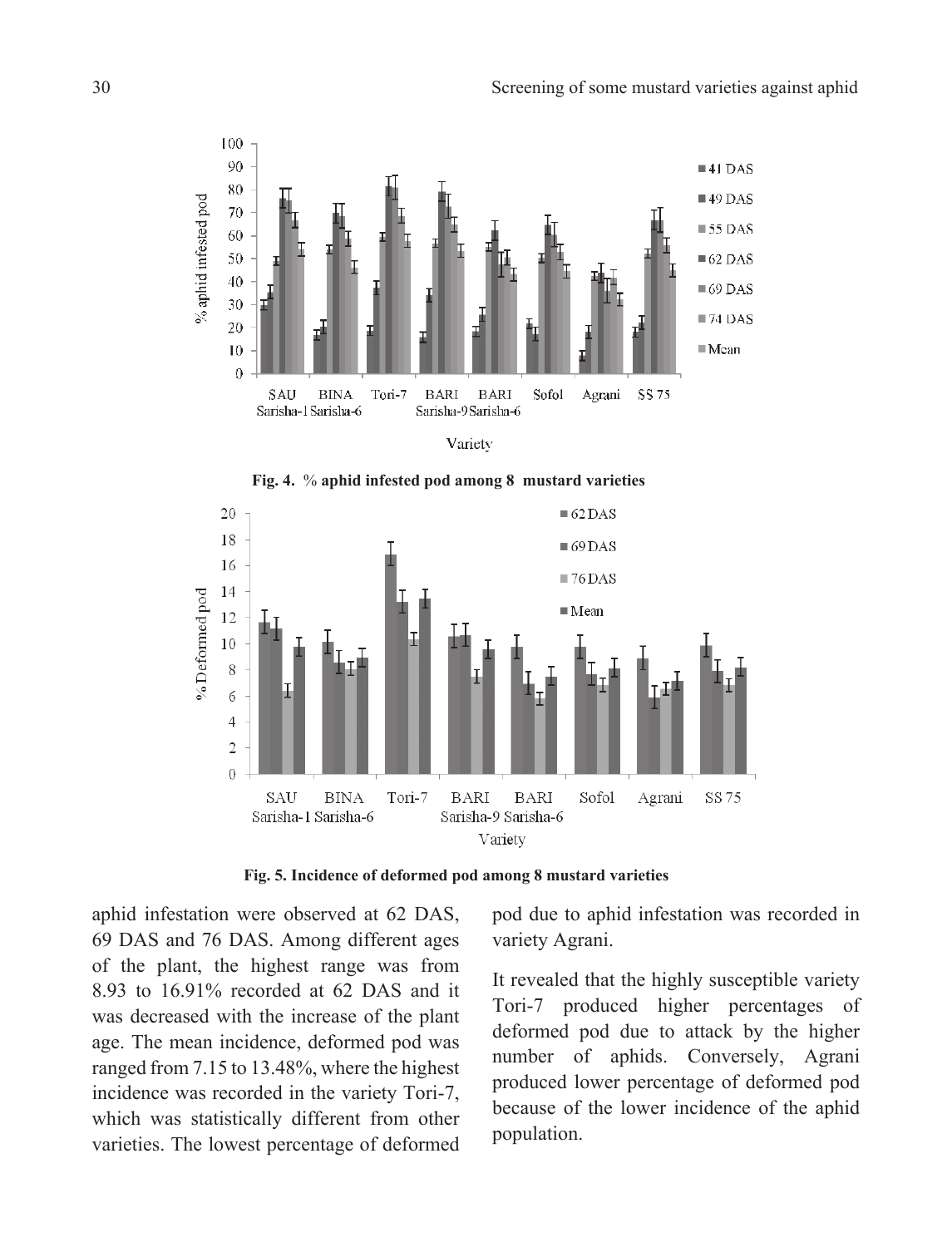Fig. 4. % aphid infested pod among 8 mustard varieties

Fig. 5. Incidence of deformed pod among 8 mustard varieties

aphid infestation were observed at 62 DAS, 69 DAS and 76 DAS. Among different ages of the plant, the highest range was from 8.93 to 16.91% recorded at 62 DAS and it was decreased with the increase of the plant age. The mean incidence, deformed pod was ranged from 7.15 to 13.48%, where the highest incidence was recorded in the variety Tori-7, which was statistically different from other varieties. The lowest percentage of deformed pod due to aphid infestation was recorded in variety Agrani.

It revealed that the highly susceptible variety Tori-7 produced higher percentages of deformed pod due to attack by the higher number of aphids. Conversely, Agrani produced lower percentage of deformed pod because of the lower incidence of the aphid population.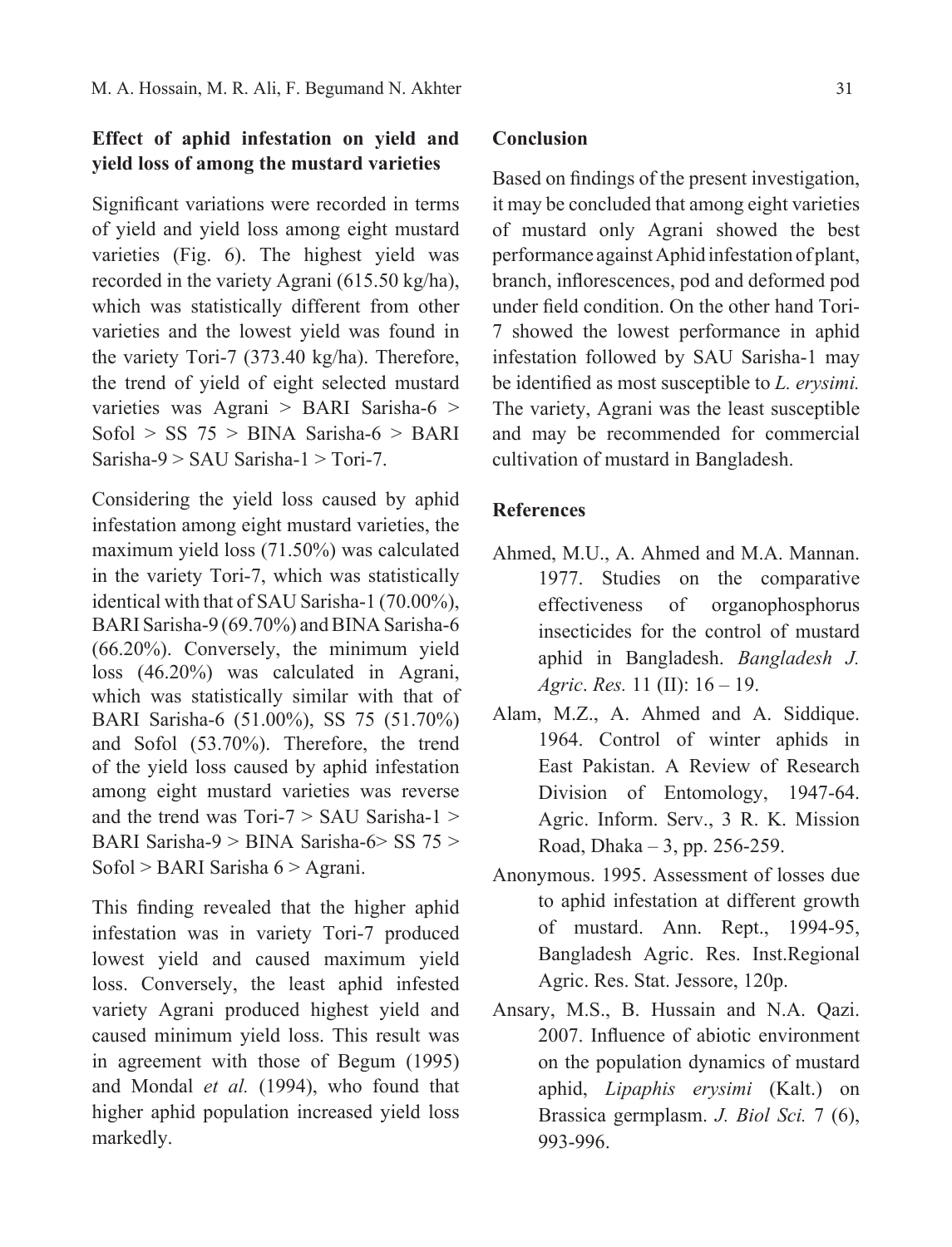### Effect of aphid infestation on yield and yield loss of among the mustard varieties

Significant variations were recorded in terms of yield and yield loss among eight mustard varieties (Fig. 6). The highest yield was recorded in the variety Agrani (615.50 kg/ha), which was statistically different from other varieties and the lowest yield was found in the variety Tori-7 (373.40 kg/ha). Therefore, the trend of yield of eight selected mustard varieties was Agrani > BARI Sarisha-6 > Sofol > SS 75 > BINA Sarisha-6 > BARI Sarisha-9 > SAU Sarisha-1 > Tori-7.

Considering the yield loss caused by aphid infestation among eight mustard varieties, the maximum yield loss (71.50%) was calculated in the variety Tori-7, which was statistically identical with that of SAU Sarisha-1 (70.00%), BARI Sarisha-9 (69.70%) and BINA Sarisha-6 (66.20%). Conversely, the minimum yield loss (46.20%) was calculated in Agrani, which was statistically similar with that of BARI Sarisha-6 (51.00%), SS 75 (51.70%) and Sofol (53.70%). Therefore, the trend of the yield loss caused by aphid infestation among eight mustard varieties was reverse and the trend was Tori-7 > SAU Sarisha-1 > BARI Sarisha-9 > BINA Sarisha-6> SS 75 > Sofol > BARI Sarisha 6 > Agrani.

This finding revealed that the higher aphid infestation was in variety Tori-7 produced lowest yield and caused maximum yield loss. Conversely, the least aphid infested variety Agrani produced highest yield and caused minimum yield loss. This result was in agreement with those of Begum (1995) and Mondal *et al.* (1994), who found that higher aphid population increased yield loss markedly.

## Conclusion

Based on findings of the present investigation, it may be concluded that among eight varieties of mustard only Agrani showed the best performance against Aphid infestation of plant, branch, inflorescences, pod and deformed pod under field condition. On the other hand Tori-7 showed the lowest performance in aphid infestation followed by SAU Sarisha-1 may be identified as most susceptible to *L. erysimi.* The variety, Agrani was the least susceptible and may be recommended for commercial cultivation of mustard in Bangladesh.

## References

Ahmed, M.U., A. Ahmed and M.A. Mannan. 1977. Studies on the comparative effectiveness of organophosphorus insecticides for the control of mustard aphid in Bangladesh. *Bangladesh J. Agric*. *Res.* 11 (II): 16 – 19.

Alam, M.Z., A. Ahmed and A. Siddique. 1964. Control of winter aphids in East Pakistan. A Review of Research Division of Entomology, 1947-64. Agric. Inform. Serv., 3 R. K. Mission Road, Dhaka – 3, pp. 256-259.

Anonymous. 1995. Assessment of losses due to aphid infestation at different growth of mustard. Ann. Rept., 1994-95, Bangladesh Agric. Res. Inst.Regional Agric. Res. Stat. Jessore, 120p.

Ansary, M.S., B. Hussain and N.A. Qazi. 2007. Influence of abiotic environment on the population dynamics of mustard aphid, *Lipaphis erysimi* (Kalt.) on Brassica germplasm. *J. Biol Sci.* 7 (6), 993-996.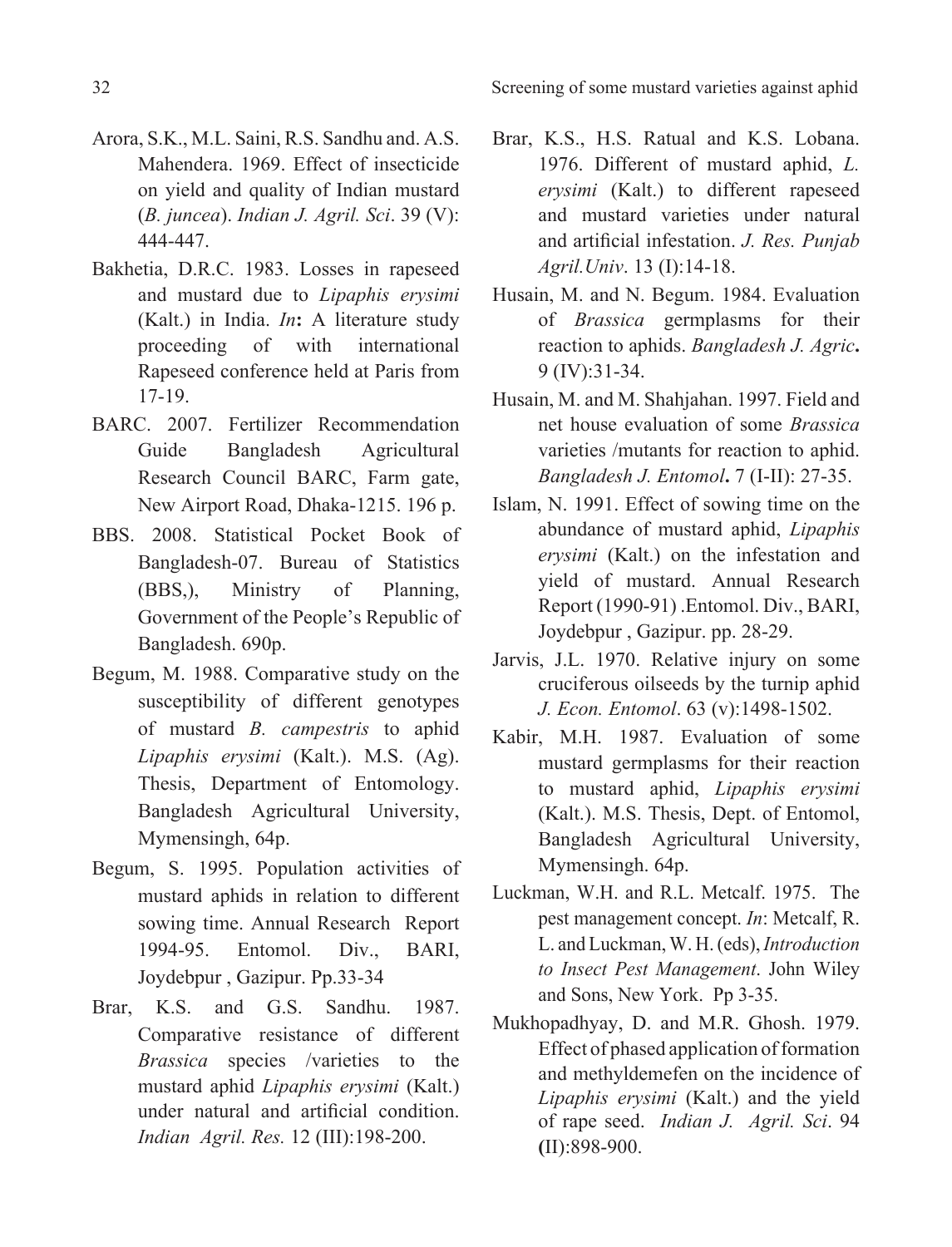Arora, S.K., M.L. Saini, R.S. Sandhu and. A.S. Mahendera. 1969. Effect of insecticide on yield and quality of Indian mustard (*B. juncea*). *Indian J. Agril. Sci*. 39 (V): 444-447.

Bakhetia, D.R.C. 1983. Losses in rapeseed and mustard due to *Lipaphis erysimi* (Kalt.) in India. *In***:** A literature study proceeding of with international Rapeseed conference held at Paris from 17-19.

BARC. 2007. Fertilizer Recommendation Guide Bangladesh Agricultural Research Council BARC, Farm gate, New Airport Road, Dhaka-1215. 196 p.

BBS. 2008. Statistical Pocket Book of Bangladesh-07. Bureau of Statistics (BBS,), Ministry of Planning, Government of the People's Republic of Bangladesh. 690p.

Begum, M. 1988. Comparative study on the susceptibility of different genotypes of mustard *B. campestris* to aphid *Lipaphis erysimi* (Kalt.). M.S. (Ag). Thesis, Department of Entomology. Bangladesh Agricultural University, Mymensingh, 64p.

Begum, S. 1995. Population activities of mustard aphids in relation to different sowing time. Annual Research Report 1994-95. Entomol. Div., BARI, Joydebpur , Gazipur. Pp.33-34

Brar, K.S. and G.S. Sandhu. 1987. Comparative resistance of different *Brassica* species /varieties to the mustard aphid *Lipaphis erysimi* (Kalt.) under natural and artificial condition. *Indian Agril. Res.* 12 (III):198-200.

Brar, K.S., H.S. Ratual and K.S. Lobana. 1976. Different of mustard aphid, *L. erysimi* (Kalt.) to different rapeseed and mustard varieties under natural and artificial infestation. *J. Res. Punjab Agril.Univ*. 13 (I):14-18.

Husain, M. and N. Begum. 1984. Evaluation of *Brassica* germplasms for their reaction to aphids. *Bangladesh J. Agric***.** 9 (IV):31-34.

Husain, M. and M. Shahjahan. 1997. Field and net house evaluation of some *Brassica* varieties /mutants for reaction to aphid. *Bangladesh J. Entomol***.** 7 (I-II): 27-35.

Islam, N. 1991. Effect of sowing time on the abundance of mustard aphid, *Lipaphis erysimi* (Kalt.) on the infestation and yield of mustard. Annual Research Report (1990-91) .Entomol. Div., BARI, Joydebpur , Gazipur. pp. 28-29.

Jarvis, J.L. 1970. Relative injury on some cruciferous oilseeds by the turnip aphid *J. Econ. Entomol*. 63 (v):1498-1502.

Kabir, M.H. 1987. Evaluation of some mustard germplasms for their reaction to mustard aphid, *Lipaphis erysimi* (Kalt.). M.S. Thesis, Dept. of Entomol, Bangladesh Agricultural University, Mymensingh. 64p.

Luckman, W.H. and R.L. Metcalf. 1975. The pest management concept. *In*: Metcalf, R. L. and Luckman, W. H. (eds), *Introduction to Insect Pest Management*. John Wiley and Sons, New York. Pp 3-35.

Mukhopadhyay, D. and M.R. Ghosh. 1979. Effect of phased application of formation and methyldemefen on the incidence of *Lipaphis erysimi* (Kalt.) and the yield of rape seed. *Indian J. Agril. Sci*. 94 **(**II):898-900.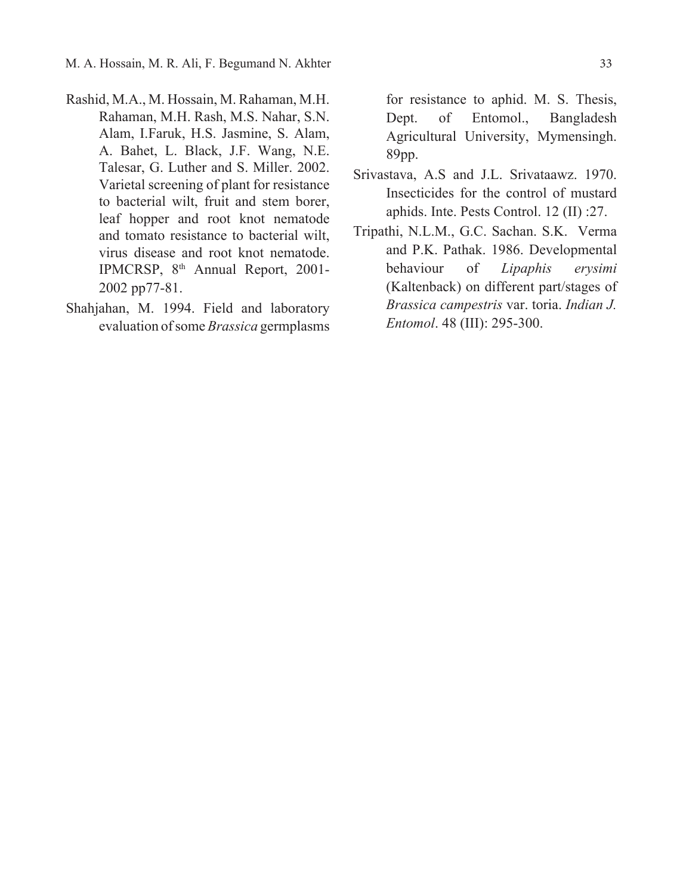Rashid, M.A., M. Hossain, M. Rahaman, M.H. Rahaman, M.H. Rash, M.S. Nahar, S.N. Alam, I.Faruk, H.S. Jasmine, S. Alam, A. Bahet, L. Black, J.F. Wang, N.E. Talesar, G. Luther and S. Miller. 2002. Varietal screening of plant for resistance to bacterial wilt, fruit and stem borer, leaf hopper and root knot nematode and tomato resistance to bacterial wilt, virus disease and root knot nematode. IPMCRSP, 8th Annual Report, 2001-2002 pp77-81.

Shahjahan, M. 1994. Field and laboratory evaluation of some *Brassica* germplasms for resistance to aphid. M. S. Thesis, Dept. of Entomol., Bangladesh Agricultural University, Mymensingh. 89pp.

Srivastava, A.S and J.L. Srivataawz. 1970. Insecticides for the control of mustard aphids. Inte. Pests Control. 12 (II) :27.

Tripathi, N.L.M., G.C. Sachan. S.K. Verma and P.K. Pathak. 1986. Developmental behaviour of *Lipaphis erysimi* (Kaltenback) on different part/stages of *Brassica campestris* var. toria. *Indian J. Entomol*. 48 (III): 295-300.